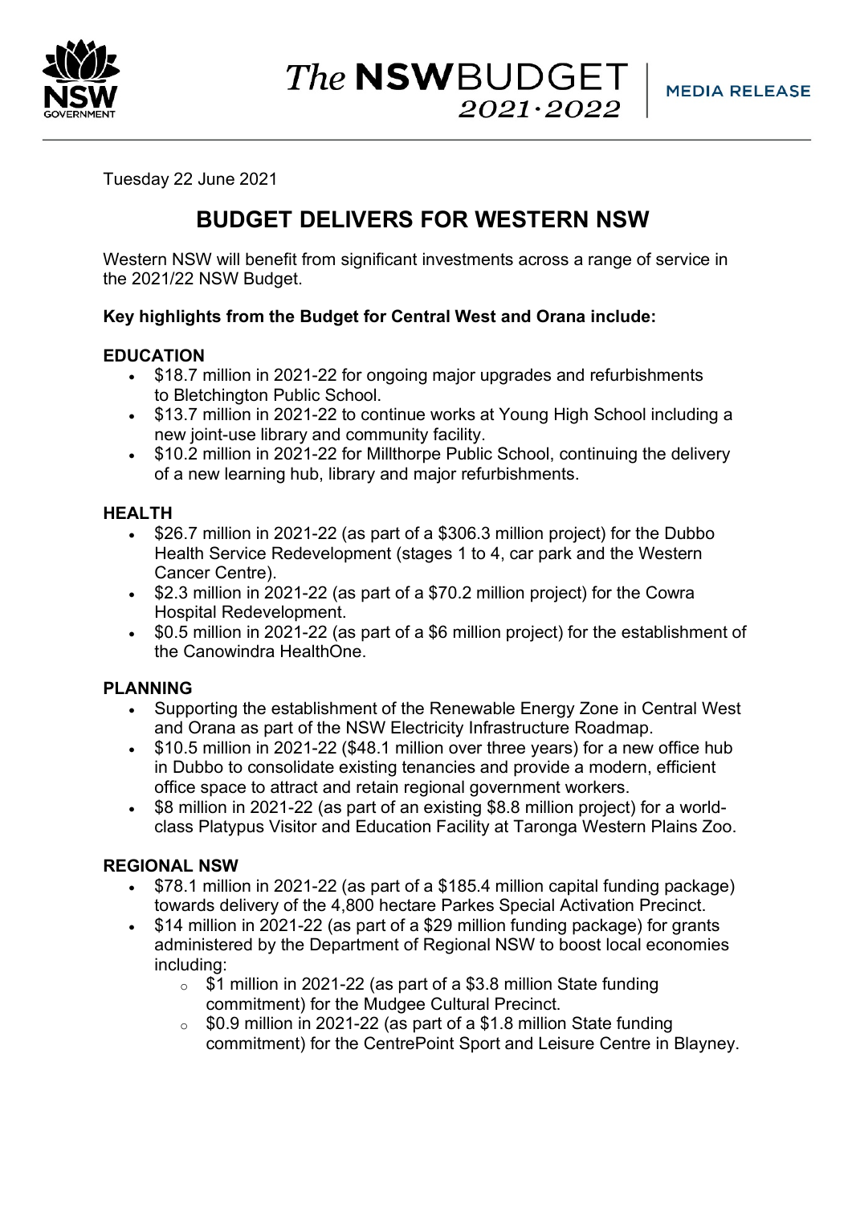Tuesday 22 June 2021

# BUDGET DELIVERS FOR WESTERN NSW

Western NSW will benefit from significant investments across a range of service in the 2021/22 NSW Budget.

**Key highlights from the Budget for Central West and Orana include:**

## EDUCATION

- $18.7 million in 2021-22 for ongoing major upgrades and refurbishments to Bletchington Public School.
- $13.7 million in 2021-22 to continue works at Young High School including a new joint-use library and community facility.
- $10.2 million in 2021-22 for Millthorpe Public School, continuing the delivery of a new learning hub, library and major refurbishments.

## HEALTH

- $26.7 million in 2021-22 (as part of a $306.3 million project) for the Dubbo Health Service Redevelopment (stages 1 to 4, car park and the Western Cancer Centre).
- $2.3 million in 2021-22 (as part of a $70.2 million project) for the Cowra Hospital Redevelopment.
- $0.5 million in 2021-22 (as part of a $6 million project) for the establishment of the Canowindra HealthOne.

## PLANNING

- Supporting the establishment of the Renewable Energy Zone in Central West and Orana as part of the NSW Electricity Infrastructure Roadmap.
- $10.5 million in 2021-22 ($48.1 million over three years) for a new office hub in Dubbo to consolidate existing tenancies and provide a modern, efficient office space to attract and retain regional government workers.
- $8 million in 2021-22 (as part of an existing $8.8 million project) for a world-class Platypus Visitor and Education Facility at Taronga Western Plains Zoo.

## REGIONAL NSW

- $78.1 million in 2021-22 (as part of a $185.4 million capital funding package) towards delivery of the 4,800 hectare Parkes Special Activation Precinct.
- $14 million in 2021-22 (as part of a $29 million funding package) for grants administered by the Department of Regional NSW to boost local economies including:
  - $1 million in 2021-22 (as part of a $3.8 million State funding commitment) for the Mudgee Cultural Precinct.
  - $0.9 million in 2021-22 (as part of a $1.8 million State funding commitment) for the CentrePoint Sport and Leisure Centre in Blayney.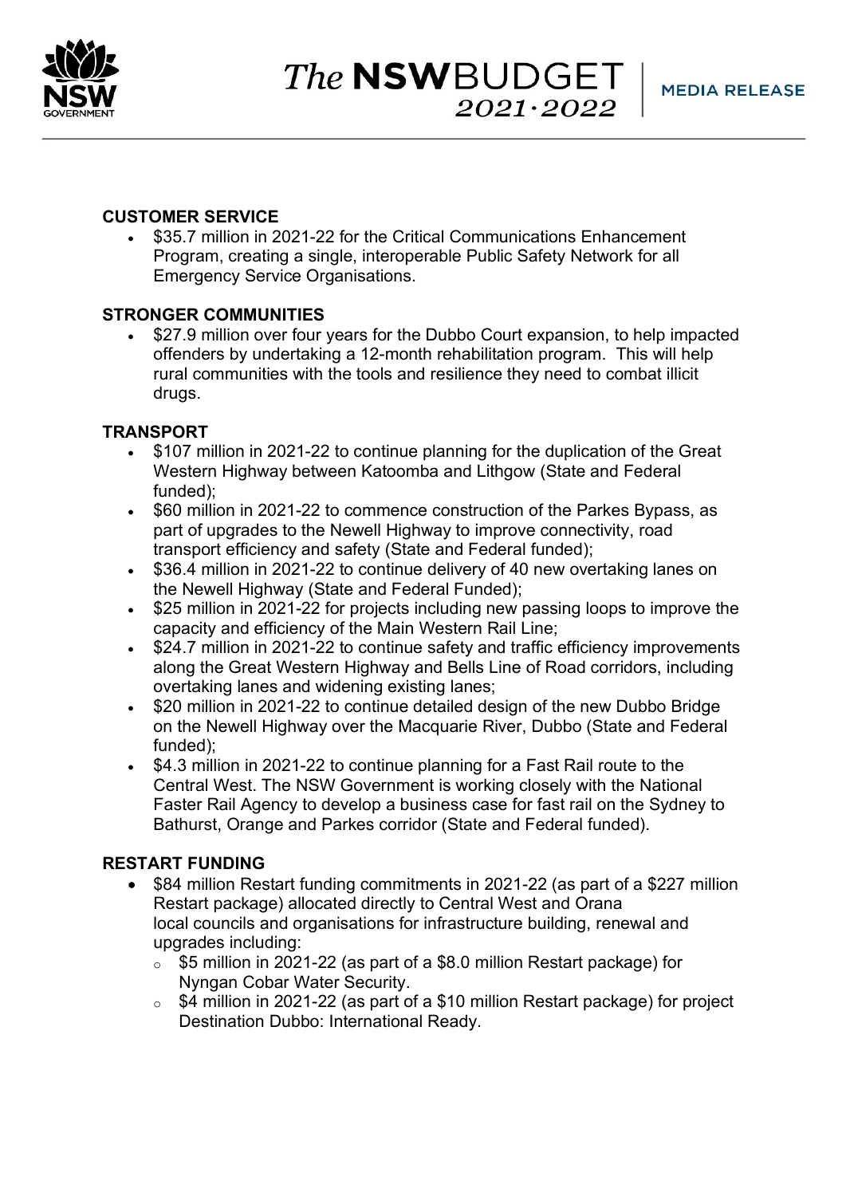## CUSTOMER SERVICE

- $35.7 million in 2021-22 for the Critical Communications Enhancement Program, creating a single, interoperable Public Safety Network for all Emergency Service Organisations.

## STRONGER COMMUNITIES

- $27.9 million over four years for the Dubbo Court expansion, to help impacted offenders by undertaking a 12-month rehabilitation program. This will help rural communities with the tools and resilience they need to combat illicit drugs.

## TRANSPORT

- $107 million in 2021-22 to continue planning for the duplication of the Great Western Highway between Katoomba and Lithgow (State and Federal funded);
- $60 million in 2021-22 to commence construction of the Parkes Bypass, as part of upgrades to the Newell Highway to improve connectivity, road transport efficiency and safety (State and Federal funded);
- $36.4 million in 2021-22 to continue delivery of 40 new overtaking lanes on the Newell Highway (State and Federal Funded);
- $25 million in 2021-22 for projects including new passing loops to improve the capacity and efficiency of the Main Western Rail Line;
- $24.7 million in 2021-22 to continue safety and traffic efficiency improvements along the Great Western Highway and Bells Line of Road corridors, including overtaking lanes and widening existing lanes;
- $20 million in 2021-22 to continue detailed design of the new Dubbo Bridge on the Newell Highway over the Macquarie River, Dubbo (State and Federal funded);
- $4.3 million in 2021-22 to continue planning for a Fast Rail route to the Central West. The NSW Government is working closely with the National Faster Rail Agency to develop a business case for fast rail on the Sydney to Bathurst, Orange and Parkes corridor (State and Federal funded).

## RESTART FUNDING

- $84 million Restart funding commitments in 2021-22 (as part of a $227 million Restart package) allocated directly to Central West and Orana local councils and organisations for infrastructure building, renewal and upgrades including:
  - $5 million in 2021-22 (as part of a $8.0 million Restart package) for Nyngan Cobar Water Security.
  - $4 million in 2021-22 (as part of a $10 million Restart package) for project Destination Dubbo: International Ready.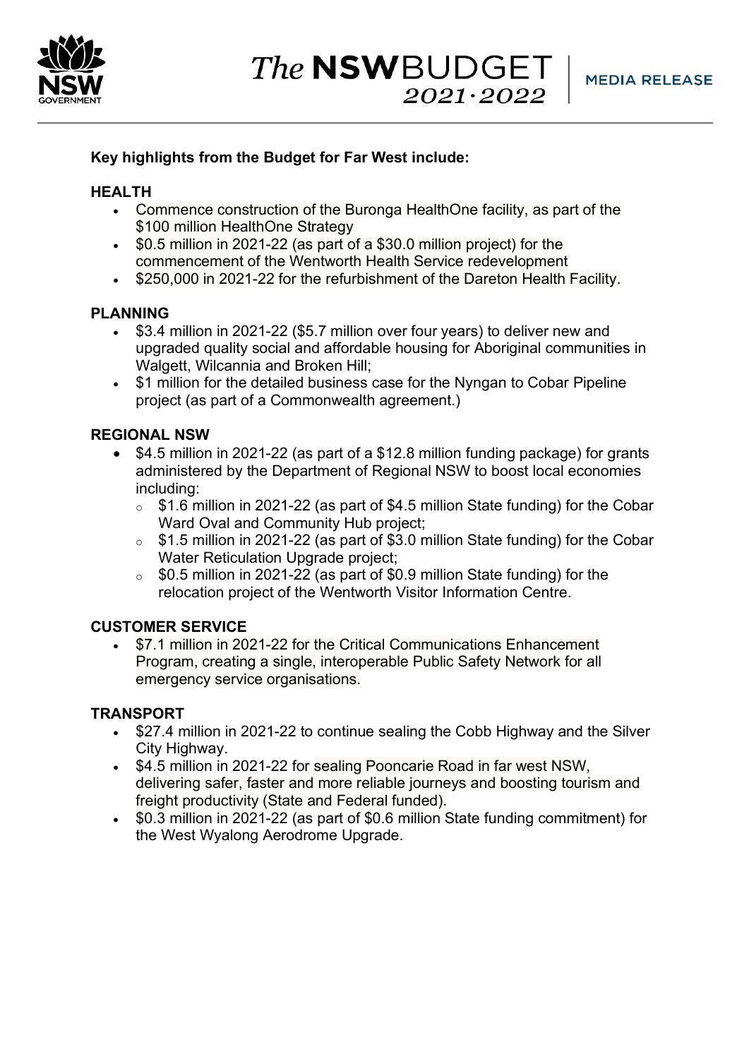**Key highlights from the Budget for Far West include:**

**HEALTH**

- Commence construction of the Buronga HealthOne facility, as part of the $100 million HealthOne Strategy
- $0.5 million in 2021-22 (as part of a $30.0 million project) for the commencement of the Wentworth Health Service redevelopment
- $250,000 in 2021-22 for the refurbishment of the Dareton Health Facility.

**PLANNING**

- $3.4 million in 2021-22 ($5.7 million over four years) to deliver new and upgraded quality social and affordable housing for Aboriginal communities in Walgett, Wilcannia and Broken Hill;
- $1 million for the detailed business case for the Nyngan to Cobar Pipeline project (as part of a Commonwealth agreement.)

**REGIONAL NSW**

- $4.5 million in 2021-22 (as part of a $12.8 million funding package) for grants administered by the Department of Regional NSW to boost local economies including:
  - $1.6 million in 2021-22 (as part of $4.5 million State funding) for the Cobar Ward Oval and Community Hub project;
  - $1.5 million in 2021-22 (as part of $3.0 million State funding) for the Cobar Water Reticulation Upgrade project;
  - $0.5 million in 2021-22 (as part of $0.9 million State funding) for the relocation project of the Wentworth Visitor Information Centre.

**CUSTOMER SERVICE**

- $7.1 million in 2021-22 for the Critical Communications Enhancement Program, creating a single, interoperable Public Safety Network for all emergency service organisations.

**TRANSPORT**

- $27.4 million in 2021-22 to continue sealing the Cobb Highway and the Silver City Highway.
- $4.5 million in 2021-22 for sealing Pooncarie Road in far west NSW, delivering safer, faster and more reliable journeys and boosting tourism and freight productivity (State and Federal funded).
- $0.3 million in 2021-22 (as part of $0.6 million State funding commitment) for the West Wyalong Aerodrome Upgrade.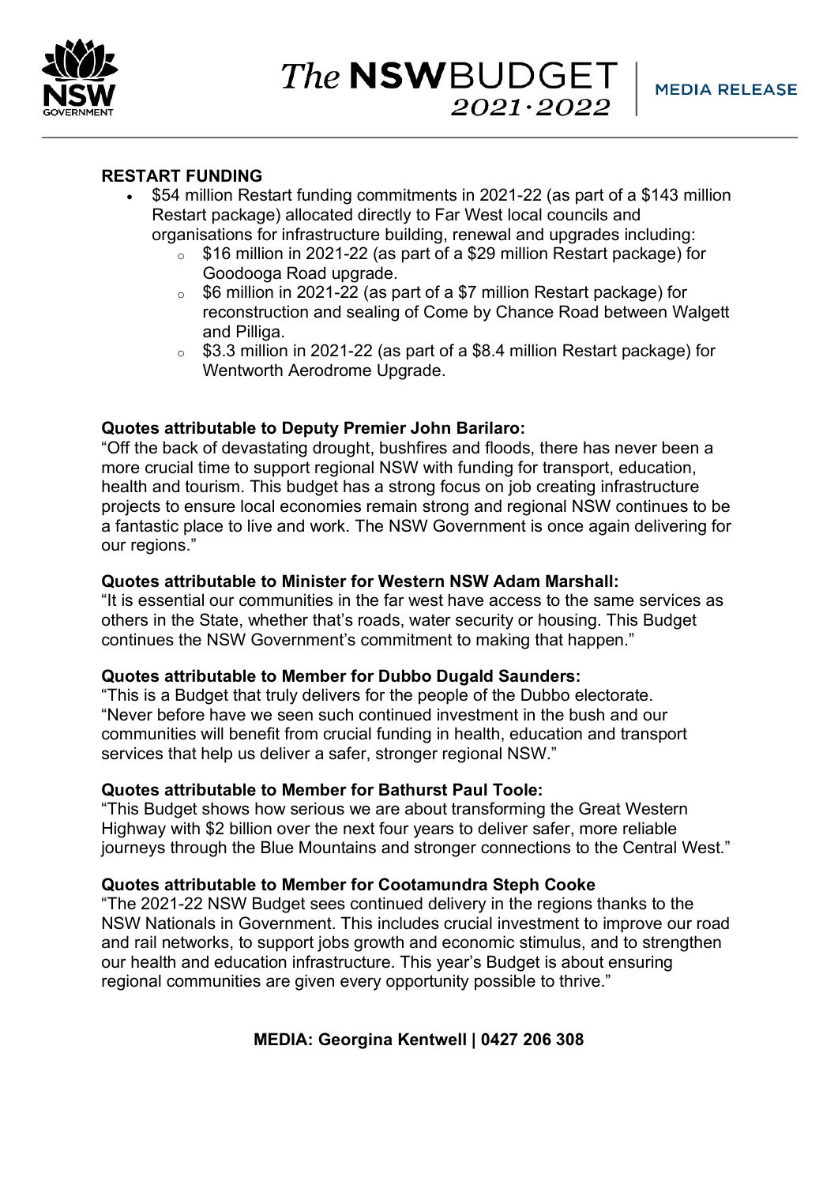**RESTART FUNDING**

- $54 million Restart funding commitments in 2021-22 (as part of a $143 million Restart package) allocated directly to Far West local councils and organisations for infrastructure building, renewal and upgrades including:
  - $16 million in 2021-22 (as part of a $29 million Restart package) for Goodooga Road upgrade.
  - $6 million in 2021-22 (as part of a $7 million Restart package) for reconstruction and sealing of Come by Chance Road between Walgett and Pilliga.
  - $3.3 million in 2021-22 (as part of a $8.4 million Restart package) for Wentworth Aerodrome Upgrade.

**Quotes attributable to Deputy Premier John Barilaro:**
"Off the back of devastating drought, bushfires and floods, there has never been a more crucial time to support regional NSW with funding for transport, education, health and tourism. This budget has a strong focus on job creating infrastructure projects to ensure local economies remain strong and regional NSW continues to be a fantastic place to live and work. The NSW Government is once again delivering for our regions."

**Quotes attributable to Minister for Western NSW Adam Marshall:**
"It is essential our communities in the far west have access to the same services as others in the State, whether that's roads, water security or housing. This Budget continues the NSW Government's commitment to making that happen."

**Quotes attributable to Member for Dubbo Dugald Saunders:**
"This is a Budget that truly delivers for the people of the Dubbo electorate.
"Never before have we seen such continued investment in the bush and our communities will benefit from crucial funding in health, education and transport services that help us deliver a safer, stronger regional NSW."

**Quotes attributable to Member for Bathurst Paul Toole:**
"This Budget shows how serious we are about transforming the Great Western Highway with $2 billion over the next four years to deliver safer, more reliable journeys through the Blue Mountains and stronger connections to the Central West."

**Quotes attributable to Member for Cootamundra Steph Cooke**
"The 2021-22 NSW Budget sees continued delivery in the regions thanks to the NSW Nationals in Government. This includes crucial investment to improve our road and rail networks, to support jobs growth and economic stimulus, and to strengthen our health and education infrastructure. This year's Budget is about ensuring regional communities are given every opportunity possible to thrive."

**MEDIA: Georgina Kentwell | 0427 206 308**